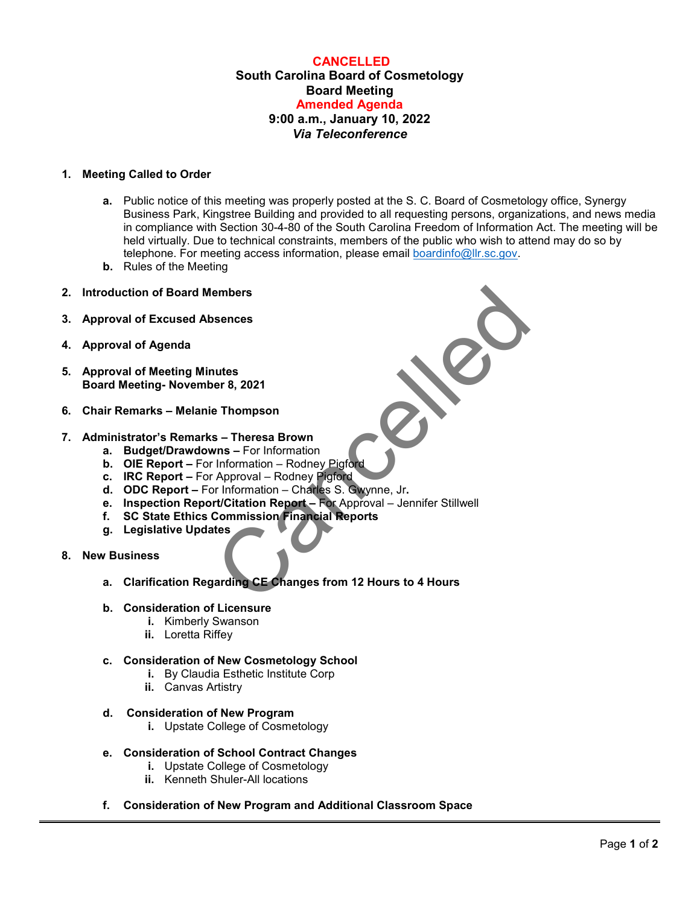**CANCELLED**

**South Carolina Board of Cosmetology**

**Board Meeting**

**Amended Agenda**

**9:00 a.m., January 10, 2022**

***Via Teleconference***

Cancelled

1. **Meeting Called to Order**
   - **a.** Public notice of this meeting was properly posted at the S. C. Board of Cosmetology office, Synergy Business Park, Kingstree Building and provided to all requesting persons, organizations, and news media in compliance with Section 30-4-80 of the South Carolina Freedom of Information Act. The meeting will be held virtually. Due to technical constraints, members of the public who wish to attend may do so by telephone. For meeting access information, please email boardinfo@llr.sc.gov.
   - **b.** Rules of the Meeting

2. **Introduction of Board Members**

3. **Approval of Excused Absences**

4. **Approval of Agenda**

5. **Approval of Meeting Minutes**
   **Board Meeting- November 8, 2021**

6. **Chair Remarks – Melanie Thompson**

7. **Administrator's Remarks – Theresa Brown**
   - **a. Budget/Drawdowns –** For Information
   - **b. OIE Report –** For Information – Rodney Pigford
   - **c. IRC Report –** For Approval – Rodney Pigford
   - **d. ODC Report –** For Information – Charles S. Gwynne, Jr**.**
   - **e. Inspection Report/Citation Report –** For Approval – Jennifer Stillwell
   - **f. SC State Ethics Commission Financial Reports**
   - **g. Legislative Updates**

8. **New Business**
   - **a. Clarification Regarding CE Changes from 12 Hours to 4 Hours**
   - **b. Consideration of Licensure**
     - **i.** Kimberly Swanson
     - **ii.** Loretta Riffey
   - **c. Consideration of New Cosmetology School**
     - **i.** By Claudia Esthetic Institute Corp
     - **ii.** Canvas Artistry
   - **d. Consideration of New Program**
     - **i.** Upstate College of Cosmetology
   - **e. Consideration of School Contract Changes**
     - **i.** Upstate College of Cosmetology
     - **ii.** Kenneth Shuler-All locations
   - **f. Consideration of New Program and Additional Classroom Space**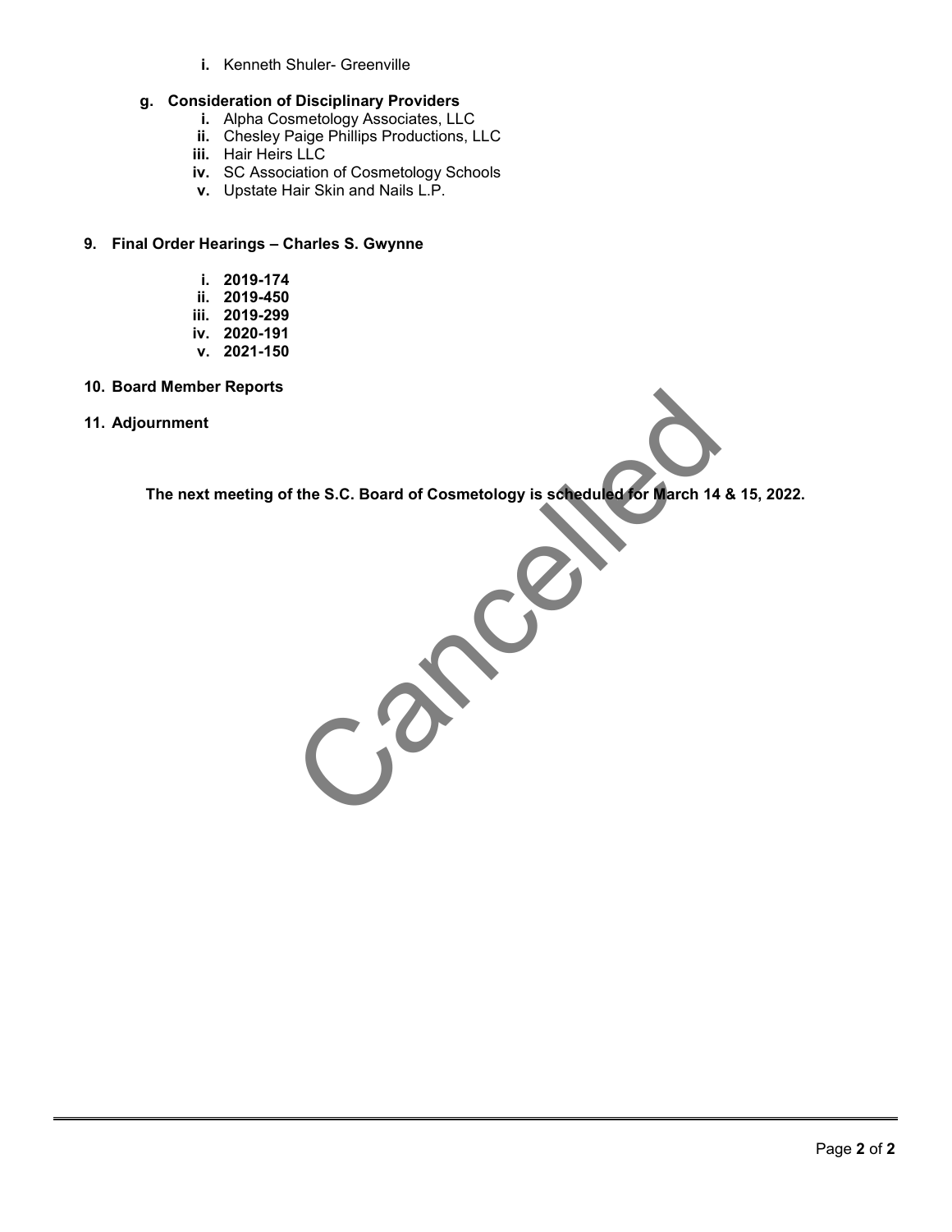i. Kenneth Shuler- Greenville

**g. Consideration of Disciplinary Providers**

i. Alpha Cosmetology Associates, LLC
ii. Chesley Paige Phillips Productions, LLC
iii. Hair Heirs LLC
iv. SC Association of Cosmetology Schools
v. Upstate Hair Skin and Nails L.P.

**9. Final Order Hearings – Charles S. Gwynne**

**i. 2019-174**
**ii. 2019-450**
**iii. 2019-299**
**iv. 2020-191**
**v. 2021-150**

**10. Board Member Reports**

**11. Adjournment**

**The next meeting of the S.C. Board of Cosmetology is scheduled for March 14 & 15, 2022.**

Cancelled